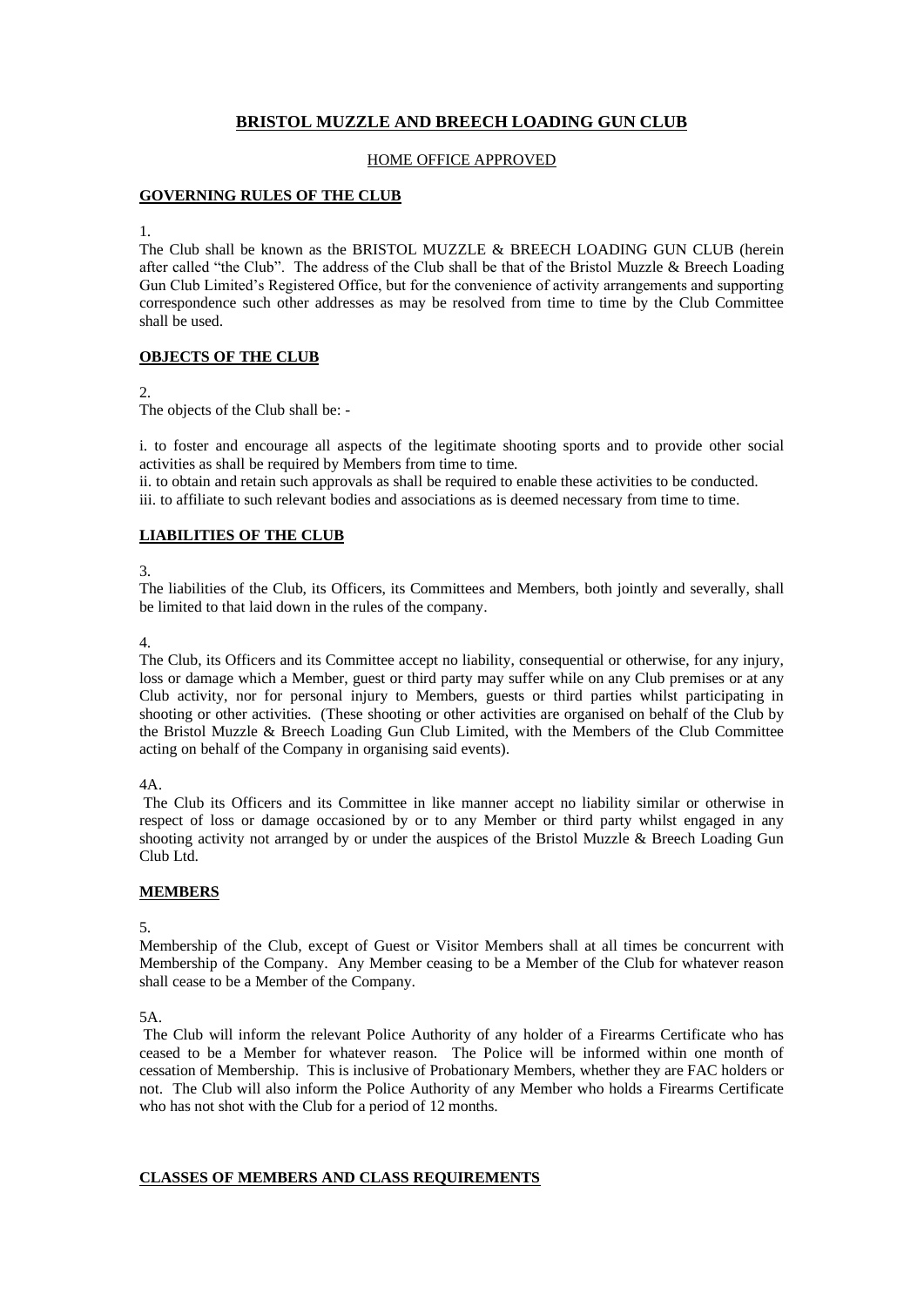# BRISTOL MUZZLE AND BREECH LOADING GUN CLUB

HOME OFFICE APPROVED

## GOVERNING RULES OF THE CLUB

1.

The Club shall be known as the BRISTOL MUZZLE & BREECH LOADING GUN CLUB (herein after called "the Club". The address of the Club shall be that of the Bristol Muzzle & Breech Loading Gun Club Limited's Registered Office, but for the convenience of activity arrangements and supporting correspondence such other addresses as may be resolved from time to time by the Club Committee shall be used.

## OBJECTS OF THE CLUB

2.

The objects of the Club shall be: -

i. to foster and encourage all aspects of the legitimate shooting sports and to provide other social activities as shall be required by Members from time to time.
ii. to obtain and retain such approvals as shall be required to enable these activities to be conducted.
iii. to affiliate to such relevant bodies and associations as is deemed necessary from time to time.

## LIABILITIES OF THE CLUB

3.

The liabilities of the Club, its Officers, its Committees and Members, both jointly and severally, shall be limited to that laid down in the rules of the company.

4.

The Club, its Officers and its Committee accept no liability, consequential or otherwise, for any injury, loss or damage which a Member, guest or third party may suffer while on any Club premises or at any Club activity, nor for personal injury to Members, guests or third parties whilst participating in shooting or other activities. (These shooting or other activities are organised on behalf of the Club by the Bristol Muzzle & Breech Loading Gun Club Limited, with the Members of the Club Committee acting on behalf of the Company in organising said events).

4A.

The Club its Officers and its Committee in like manner accept no liability similar or otherwise in respect of loss or damage occasioned by or to any Member or third party whilst engaged in any shooting activity not arranged by or under the auspices of the Bristol Muzzle & Breech Loading Gun Club Ltd.

## MEMBERS

5.

Membership of the Club, except of Guest or Visitor Members shall at all times be concurrent with Membership of the Company. Any Member ceasing to be a Member of the Club for whatever reason shall cease to be a Member of the Company.

5A.

The Club will inform the relevant Police Authority of any holder of a Firearms Certificate who has ceased to be a Member for whatever reason. The Police will be informed within one month of cessation of Membership. This is inclusive of Probationary Members, whether they are FAC holders or not. The Club will also inform the Police Authority of any Member who holds a Firearms Certificate who has not shot with the Club for a period of 12 months.

## CLASSES OF MEMBERS AND CLASS REQUIREMENTS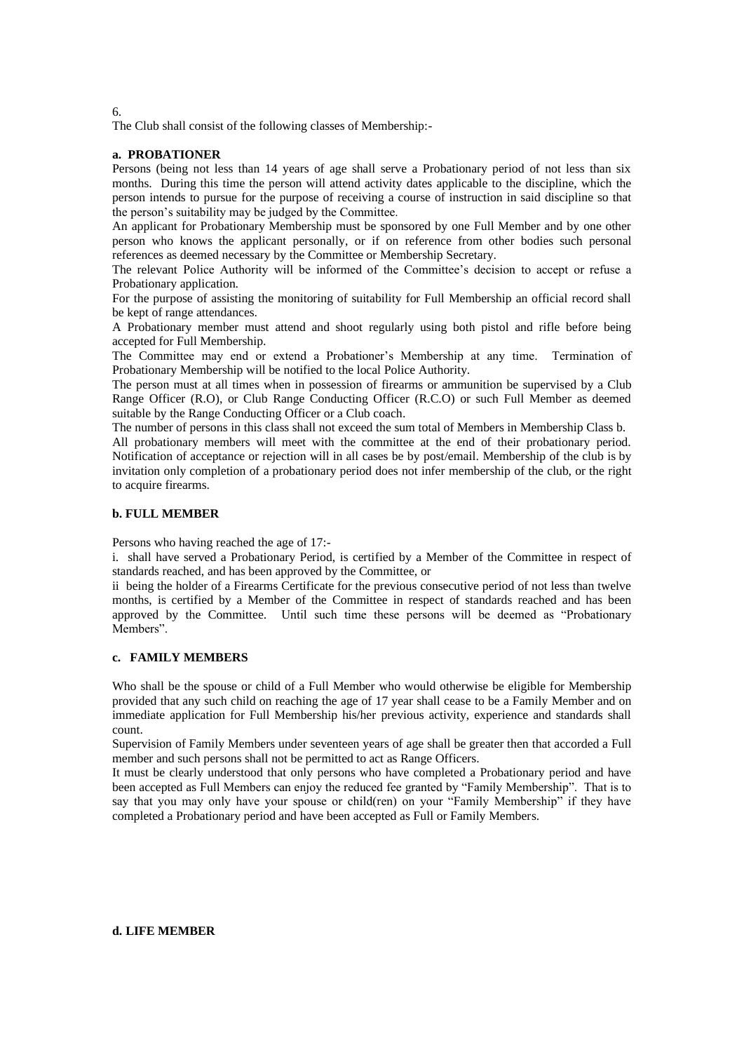6.

The Club shall consist of the following classes of Membership:-

**a. PROBATIONER**

Persons (being not less than 14 years of age shall serve a Probationary period of not less than six months. During this time the person will attend activity dates applicable to the discipline, which the person intends to pursue for the purpose of receiving a course of instruction in said discipline so that the person's suitability may be judged by the Committee.

An applicant for Probationary Membership must be sponsored by one Full Member and by one other person who knows the applicant personally, or if on reference from other bodies such personal references as deemed necessary by the Committee or Membership Secretary.

The relevant Police Authority will be informed of the Committee's decision to accept or refuse a Probationary application.

For the purpose of assisting the monitoring of suitability for Full Membership an official record shall be kept of range attendances.

A Probationary member must attend and shoot regularly using both pistol and rifle before being accepted for Full Membership.

The Committee may end or extend a Probationer's Membership at any time. Termination of Probationary Membership will be notified to the local Police Authority.

The person must at all times when in possession of firearms or ammunition be supervised by a Club Range Officer (R.O), or Club Range Conducting Officer (R.C.O) or such Full Member as deemed suitable by the Range Conducting Officer or a Club coach.

The number of persons in this class shall not exceed the sum total of Members in Membership Class b.

All probationary members will meet with the committee at the end of their probationary period. Notification of acceptance or rejection will in all cases be by post/email. Membership of the club is by invitation only completion of a probationary period does not infer membership of the club, or the right to acquire firearms.

**b. FULL MEMBER**

Persons who having reached the age of 17:-

i. shall have served a Probationary Period, is certified by a Member of the Committee in respect of standards reached, and has been approved by the Committee, or

ii being the holder of a Firearms Certificate for the previous consecutive period of not less than twelve months, is certified by a Member of the Committee in respect of standards reached and has been approved by the Committee. Until such time these persons will be deemed as "Probationary Members".

**c. FAMILY MEMBERS**

Who shall be the spouse or child of a Full Member who would otherwise be eligible for Membership provided that any such child on reaching the age of 17 year shall cease to be a Family Member and on immediate application for Full Membership his/her previous activity, experience and standards shall count.

Supervision of Family Members under seventeen years of age shall be greater then that accorded a Full member and such persons shall not be permitted to act as Range Officers.

It must be clearly understood that only persons who have completed a Probationary period and have been accepted as Full Members can enjoy the reduced fee granted by "Family Membership". That is to say that you may only have your spouse or child(ren) on your "Family Membership" if they have completed a Probationary period and have been accepted as Full or Family Members.

**d. LIFE MEMBER**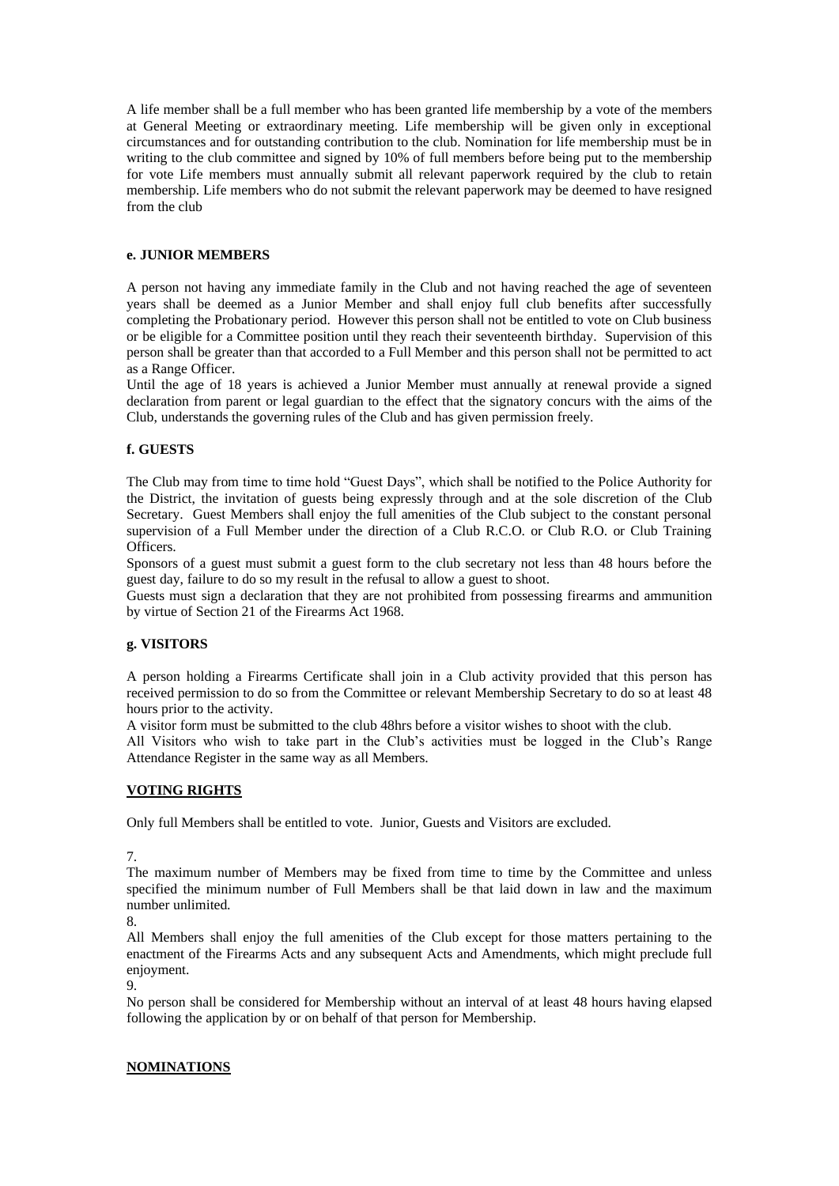A life member shall be a full member who has been granted life membership by a vote of the members at General Meeting or extraordinary meeting. Life membership will be given only in exceptional circumstances and for outstanding contribution to the club. Nomination for life membership must be in writing to the club committee and signed by 10% of full members before being put to the membership for vote Life members must annually submit all relevant paperwork required by the club to retain membership. Life members who do not submit the relevant paperwork may be deemed to have resigned from the club

**e. JUNIOR MEMBERS**

A person not having any immediate family in the Club and not having reached the age of seventeen years shall be deemed as a Junior Member and shall enjoy full club benefits after successfully completing the Probationary period. However this person shall not be entitled to vote on Club business or be eligible for a Committee position until they reach their seventeenth birthday. Supervision of this person shall be greater than that accorded to a Full Member and this person shall not be permitted to act as a Range Officer.

Until the age of 18 years is achieved a Junior Member must annually at renewal provide a signed declaration from parent or legal guardian to the effect that the signatory concurs with the aims of the Club, understands the governing rules of the Club and has given permission freely.

**f. GUESTS**

The Club may from time to time hold "Guest Days", which shall be notified to the Police Authority for the District, the invitation of guests being expressly through and at the sole discretion of the Club Secretary. Guest Members shall enjoy the full amenities of the Club subject to the constant personal supervision of a Full Member under the direction of a Club R.C.O. or Club R.O. or Club Training Officers.

Sponsors of a guest must submit a guest form to the club secretary not less than 48 hours before the guest day, failure to do so my result in the refusal to allow a guest to shoot.

Guests must sign a declaration that they are not prohibited from possessing firearms and ammunition by virtue of Section 21 of the Firearms Act 1968.

**g. VISITORS**

A person holding a Firearms Certificate shall join in a Club activity provided that this person has received permission to do so from the Committee or relevant Membership Secretary to do so at least 48 hours prior to the activity.

A visitor form must be submitted to the club 48hrs before a visitor wishes to shoot with the club.

All Visitors who wish to take part in the Club's activities must be logged in the Club's Range Attendance Register in the same way as all Members.

**VOTING RIGHTS**

Only full Members shall be entitled to vote. Junior, Guests and Visitors are excluded.

7.

The maximum number of Members may be fixed from time to time by the Committee and unless specified the minimum number of Full Members shall be that laid down in law and the maximum number unlimited.

8.

All Members shall enjoy the full amenities of the Club except for those matters pertaining to the enactment of the Firearms Acts and any subsequent Acts and Amendments, which might preclude full enjoyment.

9.

No person shall be considered for Membership without an interval of at least 48 hours having elapsed following the application by or on behalf of that person for Membership.

**NOMINATIONS**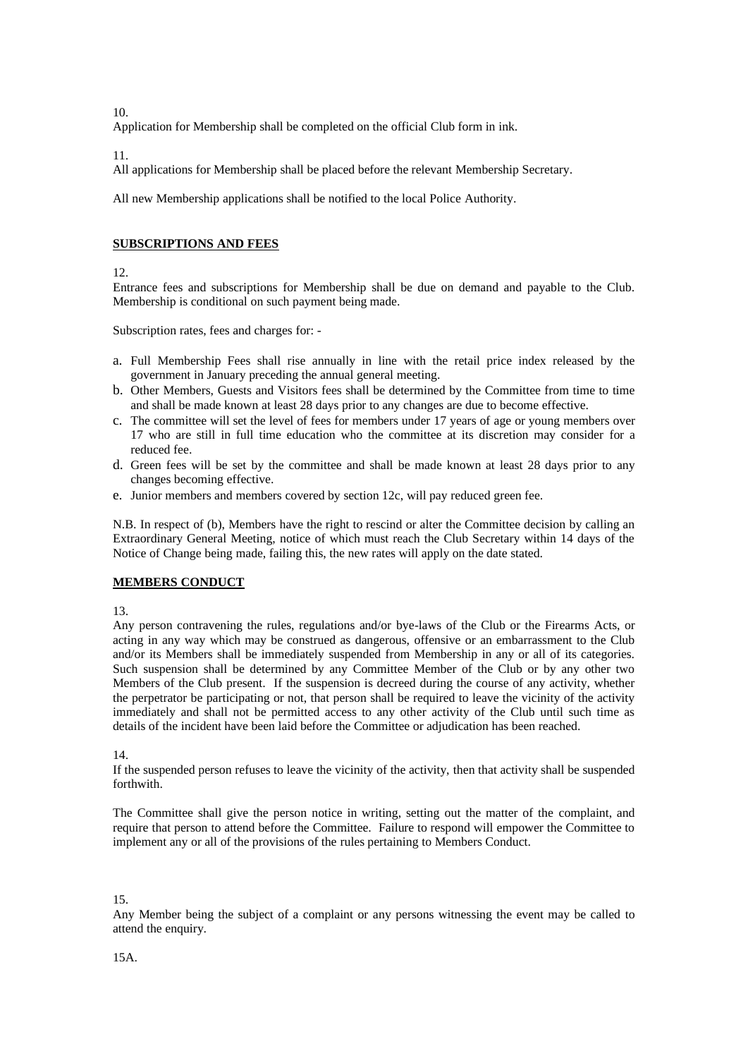10.
Application for Membership shall be completed on the official Club form in ink.

11.
All applications for Membership shall be placed before the relevant Membership Secretary.

All new Membership applications shall be notified to the local Police Authority.

**SUBSCRIPTIONS AND FEES**

12.
Entrance fees and subscriptions for Membership shall be due on demand and payable to the Club. Membership is conditional on such payment being made.

Subscription rates, fees and charges for: -

a. Full Membership Fees shall rise annually in line with the retail price index released by the government in January preceding the annual general meeting.
b. Other Members, Guests and Visitors fees shall be determined by the Committee from time to time and shall be made known at least 28 days prior to any changes are due to become effective.
c. The committee will set the level of fees for members under 17 years of age or young members over 17 who are still in full time education who the committee at its discretion may consider for a reduced fee.
d. Green fees will be set by the committee and shall be made known at least 28 days prior to any changes becoming effective.
e. Junior members and members covered by section 12c, will pay reduced green fee.

N.B. In respect of (b), Members have the right to rescind or alter the Committee decision by calling an Extraordinary General Meeting, notice of which must reach the Club Secretary within 14 days of the Notice of Change being made, failing this, the new rates will apply on the date stated.

**MEMBERS CONDUCT**

13.
Any person contravening the rules, regulations and/or bye-laws of the Club or the Firearms Acts, or acting in any way which may be construed as dangerous, offensive or an embarrassment to the Club and/or its Members shall be immediately suspended from Membership in any or all of its categories. Such suspension shall be determined by any Committee Member of the Club or by any other two Members of the Club present. If the suspension is decreed during the course of any activity, whether the perpetrator be participating or not, that person shall be required to leave the vicinity of the activity immediately and shall not be permitted access to any other activity of the Club until such time as details of the incident have been laid before the Committee or adjudication has been reached.

14.
If the suspended person refuses to leave the vicinity of the activity, then that activity shall be suspended forthwith.

The Committee shall give the person notice in writing, setting out the matter of the complaint, and require that person to attend before the Committee. Failure to respond will empower the Committee to implement any or all of the provisions of the rules pertaining to Members Conduct.

15.
Any Member being the subject of a complaint or any persons witnessing the event may be called to attend the enquiry.

15A.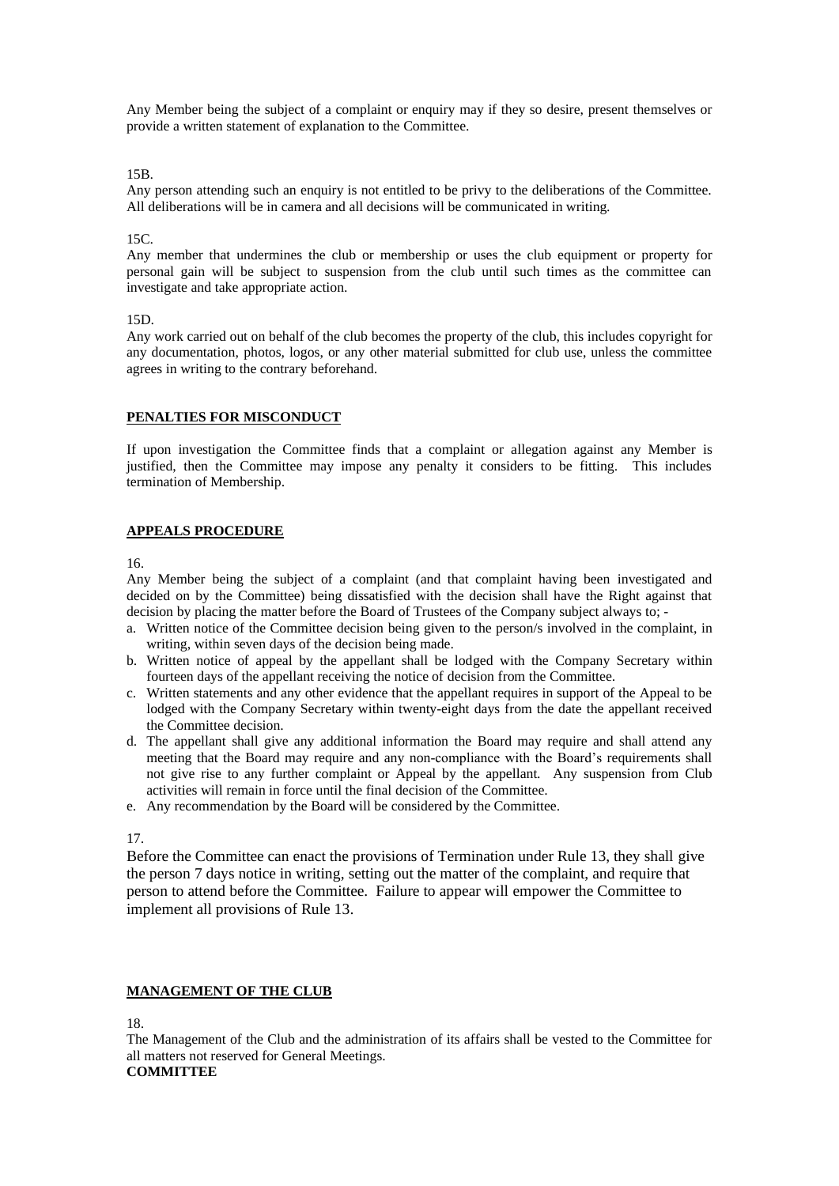Any Member being the subject of a complaint or enquiry may if they so desire, present themselves or provide a written statement of explanation to the Committee.

15B.

Any person attending such an enquiry is not entitled to be privy to the deliberations of the Committee. All deliberations will be in camera and all decisions will be communicated in writing.

15C.

Any member that undermines the club or membership or uses the club equipment or property for personal gain will be subject to suspension from the club until such times as the committee can investigate and take appropriate action.

15D.

Any work carried out on behalf of the club becomes the property of the club, this includes copyright for any documentation, photos, logos, or any other material submitted for club use, unless the committee agrees in writing to the contrary beforehand.

**PENALTIES FOR MISCONDUCT**

If upon investigation the Committee finds that a complaint or allegation against any Member is justified, then the Committee may impose any penalty it considers to be fitting. This includes termination of Membership.

**APPEALS PROCEDURE**

16.

Any Member being the subject of a complaint (and that complaint having been investigated and decided on by the Committee) being dissatisfied with the decision shall have the Right against that decision by placing the matter before the Board of Trustees of the Company subject always to; -

a. Written notice of the Committee decision being given to the person/s involved in the complaint, in writing, within seven days of the decision being made.
b. Written notice of appeal by the appellant shall be lodged with the Company Secretary within fourteen days of the appellant receiving the notice of decision from the Committee.
c. Written statements and any other evidence that the appellant requires in support of the Appeal to be lodged with the Company Secretary within twenty-eight days from the date the appellant received the Committee decision.
d. The appellant shall give any additional information the Board may require and shall attend any meeting that the Board may require and any non-compliance with the Board's requirements shall not give rise to any further complaint or Appeal by the appellant. Any suspension from Club activities will remain in force until the final decision of the Committee.
e. Any recommendation by the Board will be considered by the Committee.

17.

Before the Committee can enact the provisions of Termination under Rule 13, they shall give the person 7 days notice in writing, setting out the matter of the complaint, and require that person to attend before the Committee. Failure to appear will empower the Committee to implement all provisions of Rule 13.

**MANAGEMENT OF THE CLUB**

18.

The Management of the Club and the administration of its affairs shall be vested to the Committee for all matters not reserved for General Meetings.

**COMMITTEE**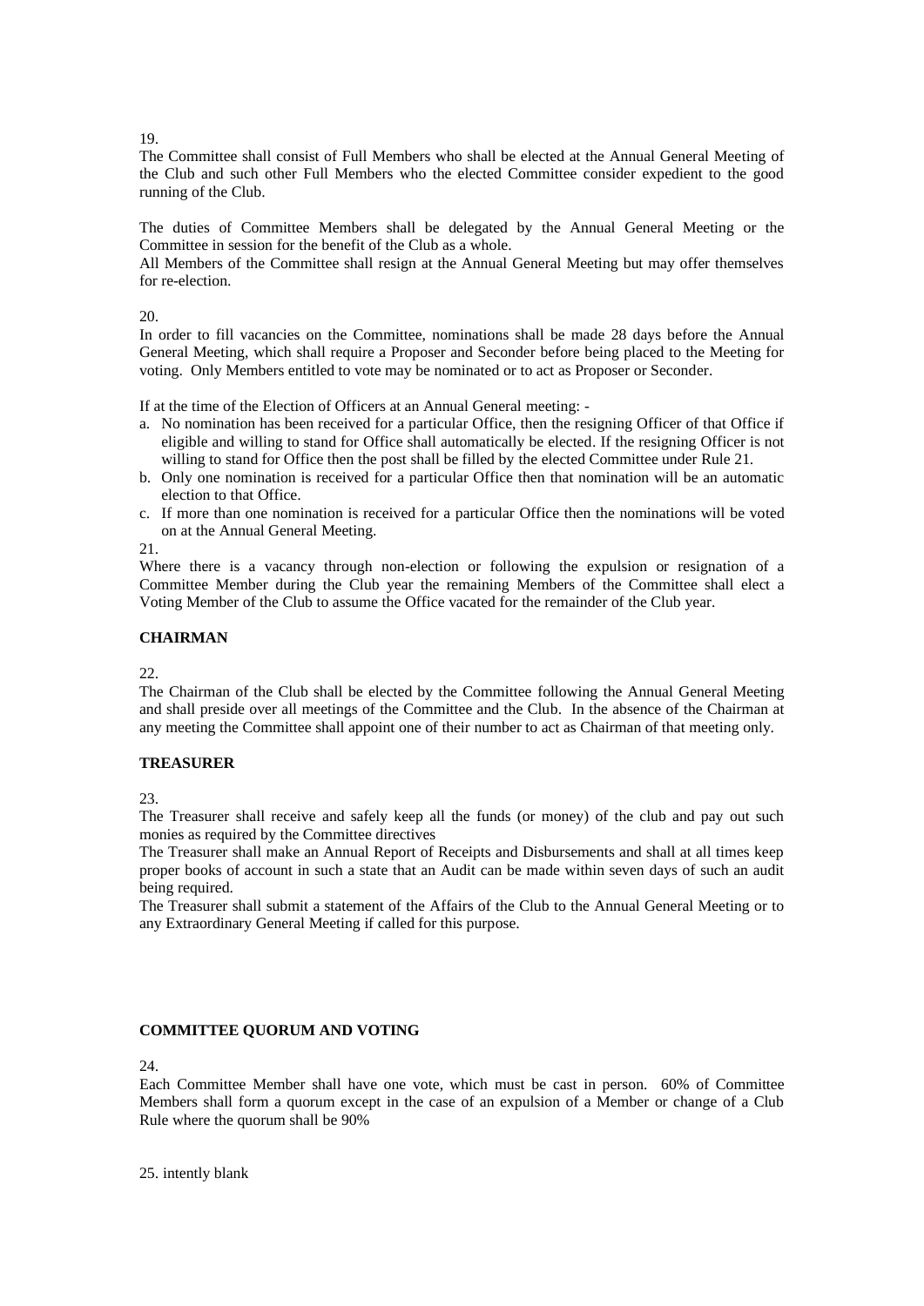19.
The Committee shall consist of Full Members who shall be elected at the Annual General Meeting of the Club and such other Full Members who the elected Committee consider expedient to the good running of the Club.

The duties of Committee Members shall be delegated by the Annual General Meeting or the Committee in session for the benefit of the Club as a whole.
All Members of the Committee shall resign at the Annual General Meeting but may offer themselves for re-election.

20.
In order to fill vacancies on the Committee, nominations shall be made 28 days before the Annual General Meeting, which shall require a Proposer and Seconder before being placed to the Meeting for voting. Only Members entitled to vote may be nominated or to act as Proposer or Seconder.

If at the time of the Election of Officers at an Annual General meeting: -

a. No nomination has been received for a particular Office, then the resigning Officer of that Office if eligible and willing to stand for Office shall automatically be elected. If the resigning Officer is not willing to stand for Office then the post shall be filled by the elected Committee under Rule 21.
b. Only one nomination is received for a particular Office then that nomination will be an automatic election to that Office.
c. If more than one nomination is received for a particular Office then the nominations will be voted on at the Annual General Meeting.

21.
Where there is a vacancy through non-election or following the expulsion or resignation of a Committee Member during the Club year the remaining Members of the Committee shall elect a Voting Member of the Club to assume the Office vacated for the remainder of the Club year.

**CHAIRMAN**

22.
The Chairman of the Club shall be elected by the Committee following the Annual General Meeting and shall preside over all meetings of the Committee and the Club. In the absence of the Chairman at any meeting the Committee shall appoint one of their number to act as Chairman of that meeting only.

**TREASURER**

23.
The Treasurer shall receive and safely keep all the funds (or money) of the club and pay out such monies as required by the Committee directives
The Treasurer shall make an Annual Report of Receipts and Disbursements and shall at all times keep proper books of account in such a state that an Audit can be made within seven days of such an audit being required.
The Treasurer shall submit a statement of the Affairs of the Club to the Annual General Meeting or to any Extraordinary General Meeting if called for this purpose.

**COMMITTEE QUORUM AND VOTING**

24.
Each Committee Member shall have one vote, which must be cast in person. 60% of Committee Members shall form a quorum except in the case of an expulsion of a Member or change of a Club Rule where the quorum shall be 90%

25. intently blank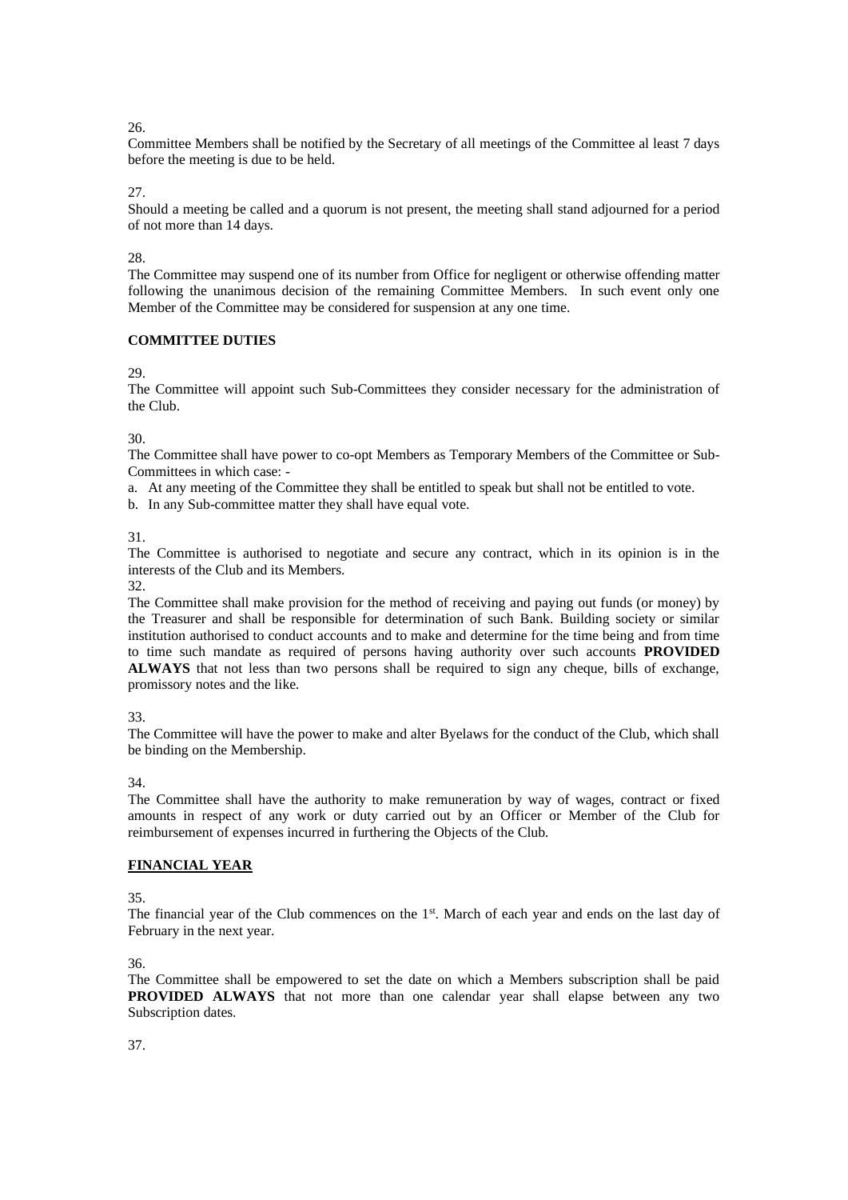26.

Committee Members shall be notified by the Secretary of all meetings of the Committee al least 7 days before the meeting is due to be held.

27.

Should a meeting be called and a quorum is not present, the meeting shall stand adjourned for a period of not more than 14 days.

28.

The Committee may suspend one of its number from Office for negligent or otherwise offending matter following the unanimous decision of the remaining Committee Members. In such event only one Member of the Committee may be considered for suspension at any one time.

**COMMITTEE DUTIES**

29.

The Committee will appoint such Sub-Committees they consider necessary for the administration of the Club.

30.

The Committee shall have power to co-opt Members as Temporary Members of the Committee or Sub-Committees in which case: -

a. At any meeting of the Committee they shall be entitled to speak but shall not be entitled to vote.
b. In any Sub-committee matter they shall have equal vote.

31.

The Committee is authorised to negotiate and secure any contract, which in its opinion is in the interests of the Club and its Members.

32.

The Committee shall make provision for the method of receiving and paying out funds (or money) by the Treasurer and shall be responsible for determination of such Bank. Building society or similar institution authorised to conduct accounts and to make and determine for the time being and from time to time such mandate as required of persons having authority over such accounts **PROVIDED ALWAYS** that not less than two persons shall be required to sign any cheque, bills of exchange, promissory notes and the like.

33.

The Committee will have the power to make and alter Byelaws for the conduct of the Club, which shall be binding on the Membership.

34.

The Committee shall have the authority to make remuneration by way of wages, contract or fixed amounts in respect of any work or duty carried out by an Officer or Member of the Club for reimbursement of expenses incurred in furthering the Objects of the Club.

**FINANCIAL YEAR**

35.

The financial year of the Club commences on the 1st. March of each year and ends on the last day of February in the next year.

36.

The Committee shall be empowered to set the date on which a Members subscription shall be paid **PROVIDED ALWAYS** that not more than one calendar year shall elapse between any two Subscription dates.

37.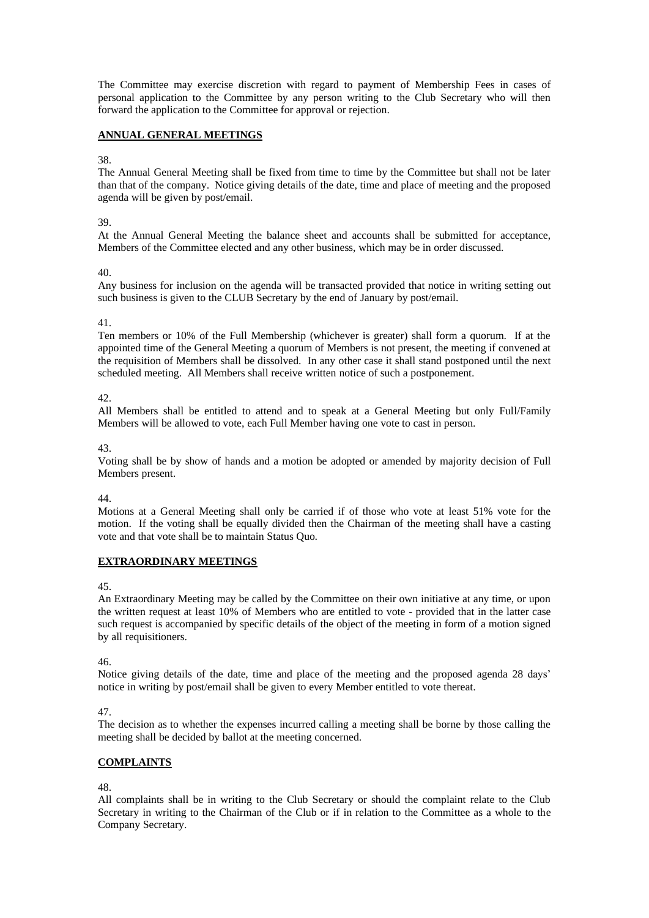The Committee may exercise discretion with regard to payment of Membership Fees in cases of personal application to the Committee by any person writing to the Club Secretary who will then forward the application to the Committee for approval or rejection.

## ANNUAL GENERAL MEETINGS

38.
The Annual General Meeting shall be fixed from time to time by the Committee but shall not be later than that of the company. Notice giving details of the date, time and place of meeting and the proposed agenda will be given by post/email.

39.
At the Annual General Meeting the balance sheet and accounts shall be submitted for acceptance, Members of the Committee elected and any other business, which may be in order discussed.

40.
Any business for inclusion on the agenda will be transacted provided that notice in writing setting out such business is given to the CLUB Secretary by the end of January by post/email.

41.
Ten members or 10% of the Full Membership (whichever is greater) shall form a quorum. If at the appointed time of the General Meeting a quorum of Members is not present, the meeting if convened at the requisition of Members shall be dissolved. In any other case it shall stand postponed until the next scheduled meeting. All Members shall receive written notice of such a postponement.

42.
All Members shall be entitled to attend and to speak at a General Meeting but only Full/Family Members will be allowed to vote, each Full Member having one vote to cast in person.

43.
Voting shall be by show of hands and a motion be adopted or amended by majority decision of Full Members present.

44.
Motions at a General Meeting shall only be carried if of those who vote at least 51% vote for the motion. If the voting shall be equally divided then the Chairman of the meeting shall have a casting vote and that vote shall be to maintain Status Quo.

## EXTRAORDINARY MEETINGS

45.
An Extraordinary Meeting may be called by the Committee on their own initiative at any time, or upon the written request at least 10% of Members who are entitled to vote - provided that in the latter case such request is accompanied by specific details of the object of the meeting in form of a motion signed by all requisitioners.

46.
Notice giving details of the date, time and place of the meeting and the proposed agenda 28 days' notice in writing by post/email shall be given to every Member entitled to vote thereat.

47.
The decision as to whether the expenses incurred calling a meeting shall be borne by those calling the meeting shall be decided by ballot at the meeting concerned.

## COMPLAINTS

48.
All complaints shall be in writing to the Club Secretary or should the complaint relate to the Club Secretary in writing to the Chairman of the Club or if in relation to the Committee as a whole to the Company Secretary.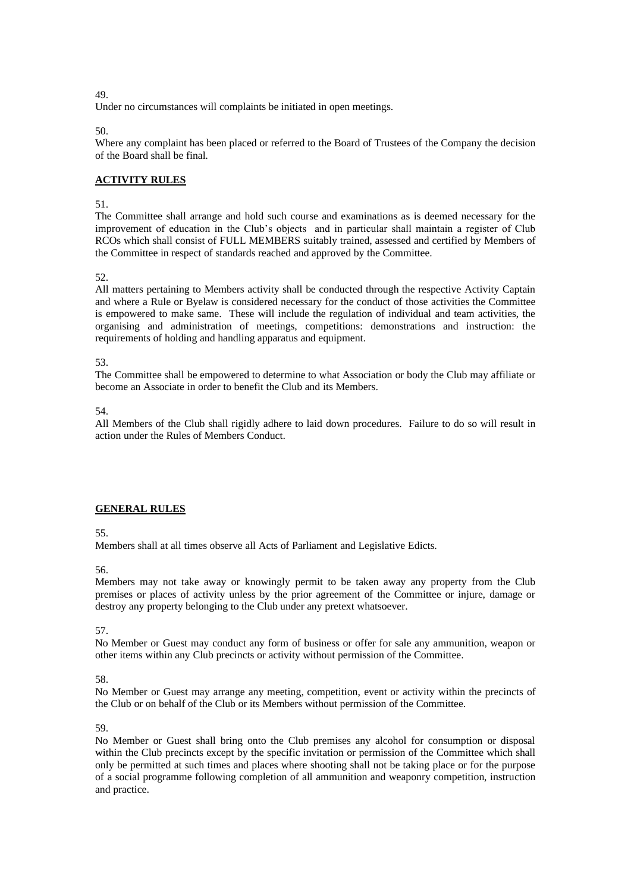49.
Under no circumstances will complaints be initiated in open meetings.

50.
Where any complaint has been placed or referred to the Board of Trustees of the Company the decision of the Board shall be final.

## **ACTIVITY RULES**

51.
The Committee shall arrange and hold such course and examinations as is deemed necessary for the improvement of education in the Club's objects and in particular shall maintain a register of Club RCOs which shall consist of FULL MEMBERS suitably trained, assessed and certified by Members of the Committee in respect of standards reached and approved by the Committee.

52.
All matters pertaining to Members activity shall be conducted through the respective Activity Captain and where a Rule or Byelaw is considered necessary for the conduct of those activities the Committee is empowered to make same. These will include the regulation of individual and team activities, the organising and administration of meetings, competitions: demonstrations and instruction: the requirements of holding and handling apparatus and equipment.

53.
The Committee shall be empowered to determine to what Association or body the Club may affiliate or become an Associate in order to benefit the Club and its Members.

54.
All Members of the Club shall rigidly adhere to laid down procedures. Failure to do so will result in action under the Rules of Members Conduct.

## **GENERAL RULES**

55.
Members shall at all times observe all Acts of Parliament and Legislative Edicts.

56.
Members may not take away or knowingly permit to be taken away any property from the Club premises or places of activity unless by the prior agreement of the Committee or injure, damage or destroy any property belonging to the Club under any pretext whatsoever.

57.
No Member or Guest may conduct any form of business or offer for sale any ammunition, weapon or other items within any Club precincts or activity without permission of the Committee.

58.
No Member or Guest may arrange any meeting, competition, event or activity within the precincts of the Club or on behalf of the Club or its Members without permission of the Committee.

59.
No Member or Guest shall bring onto the Club premises any alcohol for consumption or disposal within the Club precincts except by the specific invitation or permission of the Committee which shall only be permitted at such times and places where shooting shall not be taking place or for the purpose of a social programme following completion of all ammunition and weaponry competition, instruction and practice.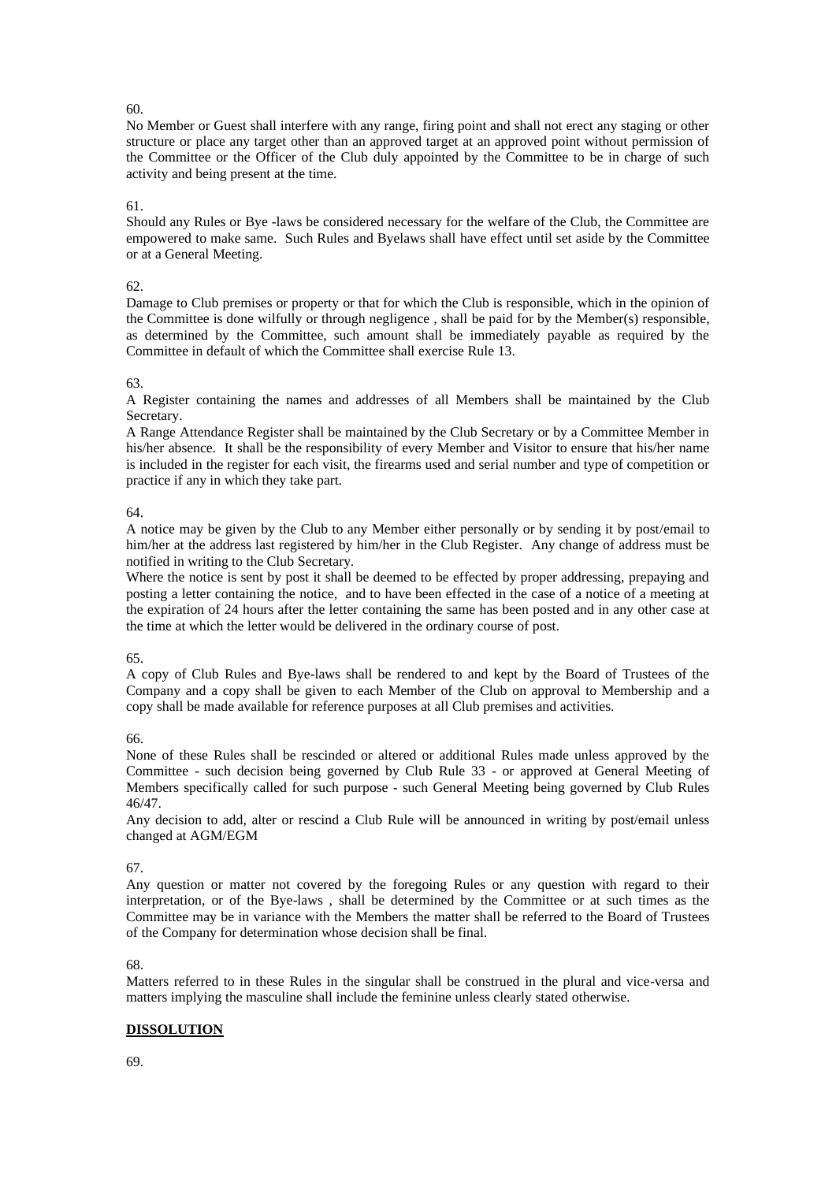60.

No Member or Guest shall interfere with any range, firing point and shall not erect any staging or other structure or place any target other than an approved target at an approved point without permission of the Committee or the Officer of the Club duly appointed by the Committee to be in charge of such activity and being present at the time.

61.

Should any Rules or Bye -laws be considered necessary for the welfare of the Club, the Committee are empowered to make same. Such Rules and Byelaws shall have effect until set aside by the Committee or at a General Meeting.

62.

Damage to Club premises or property or that for which the Club is responsible, which in the opinion of the Committee is done wilfully or through negligence , shall be paid for by the Member(s) responsible, as determined by the Committee, such amount shall be immediately payable as required by the Committee in default of which the Committee shall exercise Rule 13.

63.

A Register containing the names and addresses of all Members shall be maintained by the Club Secretary.

A Range Attendance Register shall be maintained by the Club Secretary or by a Committee Member in his/her absence. It shall be the responsibility of every Member and Visitor to ensure that his/her name is included in the register for each visit, the firearms used and serial number and type of competition or practice if any in which they take part.

64.

A notice may be given by the Club to any Member either personally or by sending it by post/email to him/her at the address last registered by him/her in the Club Register. Any change of address must be notified in writing to the Club Secretary.

Where the notice is sent by post it shall be deemed to be effected by proper addressing, prepaying and posting a letter containing the notice, and to have been effected in the case of a notice of a meeting at the expiration of 24 hours after the letter containing the same has been posted and in any other case at the time at which the letter would be delivered in the ordinary course of post.

65.

A copy of Club Rules and Bye-laws shall be rendered to and kept by the Board of Trustees of the Company and a copy shall be given to each Member of the Club on approval to Membership and a copy shall be made available for reference purposes at all Club premises and activities.

66.

None of these Rules shall be rescinded or altered or additional Rules made unless approved by the Committee - such decision being governed by Club Rule 33 - or approved at General Meeting of Members specifically called for such purpose - such General Meeting being governed by Club Rules 46/47.

Any decision to add, alter or rescind a Club Rule will be announced in writing by post/email unless changed at AGM/EGM

67.

Any question or matter not covered by the foregoing Rules or any question with regard to their interpretation, or of the Bye-laws , shall be determined by the Committee or at such times as the Committee may be in variance with the Members the matter shall be referred to the Board of Trustees of the Company for determination whose decision shall be final.

68.

Matters referred to in these Rules in the singular shall be construed in the plural and vice-versa and matters implying the masculine shall include the feminine unless clearly stated otherwise.

## **DISSOLUTION**

69.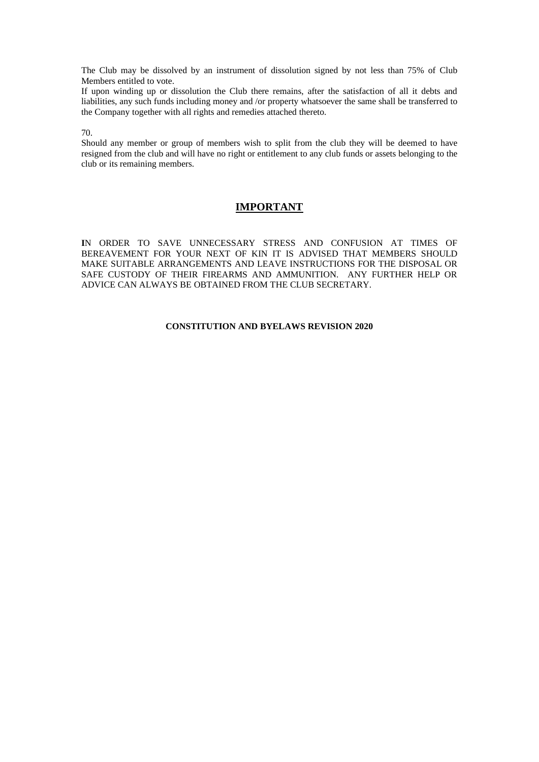The Club may be dissolved by an instrument of dissolution signed by not less than 75% of Club Members entitled to vote.

If upon winding up or dissolution the Club there remains, after the satisfaction of all it debts and liabilities, any such funds including money and /or property whatsoever the same shall be transferred to the Company together with all rights and remedies attached thereto.

70.

Should any member or group of members wish to split from the club they will be deemed to have resigned from the club and will have no right or entitlement to any club funds or assets belonging to the club or its remaining members.

## IMPORTANT

**I**N ORDER TO SAVE UNNECESSARY STRESS AND CONFUSION AT TIMES OF BEREAVEMENT FOR YOUR NEXT OF KIN IT IS ADVISED THAT MEMBERS SHOULD MAKE SUITABLE ARRANGEMENTS AND LEAVE INSTRUCTIONS FOR THE DISPOSAL OR SAFE CUSTODY OF THEIR FIREARMS AND AMMUNITION. ANY FURTHER HELP OR ADVICE CAN ALWAYS BE OBTAINED FROM THE CLUB SECRETARY.

**CONSTITUTION AND BYELAWS REVISION 2020**